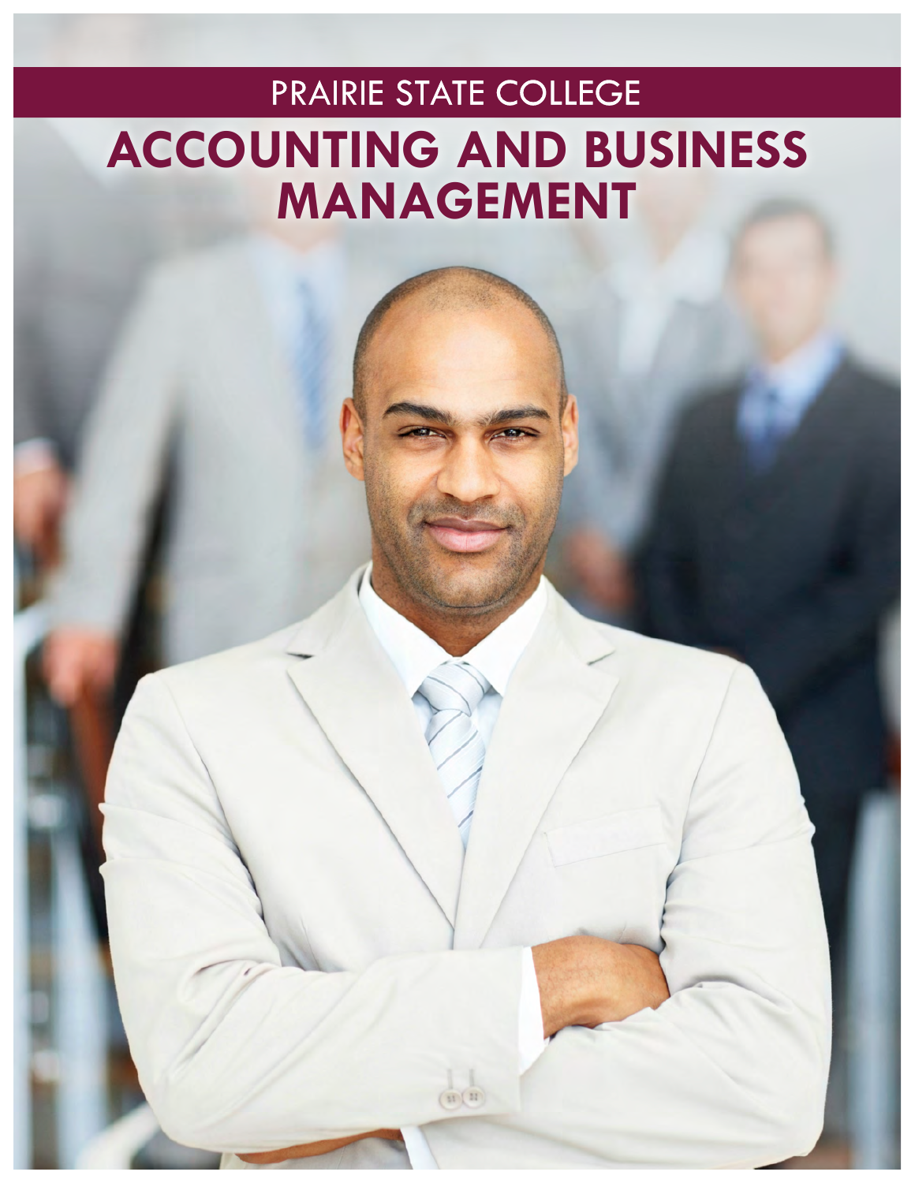PRAIRIE STATE COLLEGE

# ACCOUNTING AND BUSINESS MANAGEMENT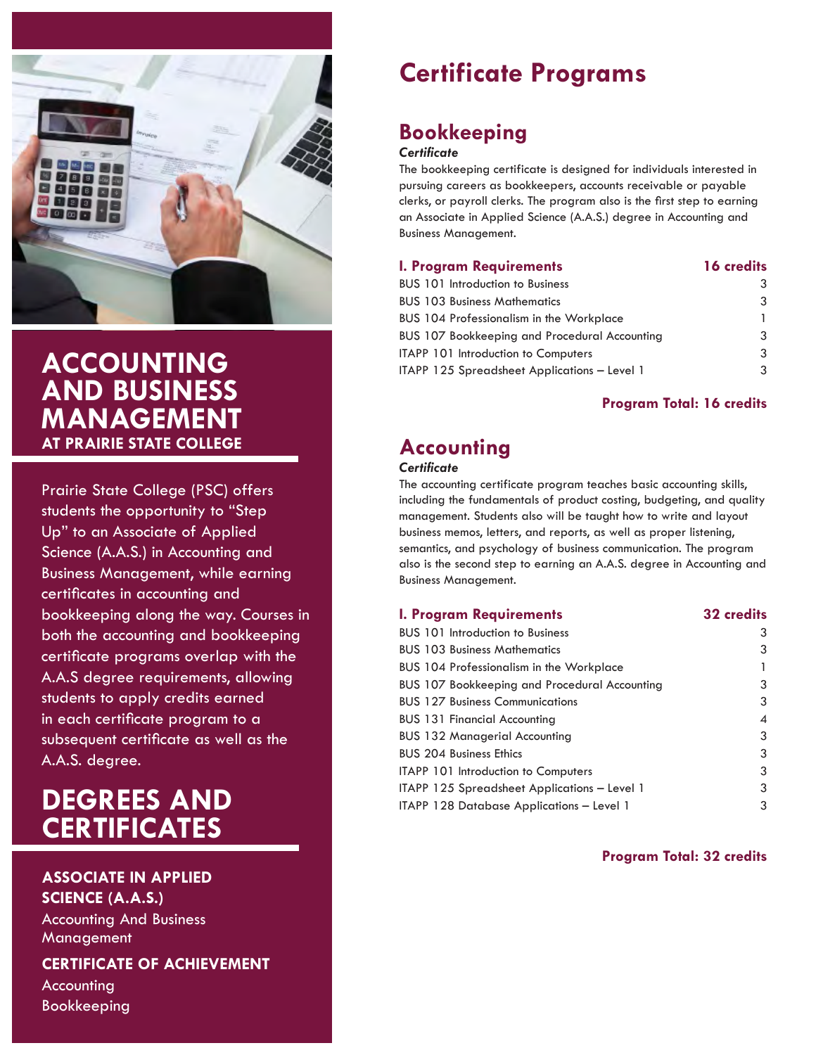# ACCOUNTING AND BUSINESS MANAGEMENT

**AT PRAIRIE STATE COLLEGE**

Prairie State College (PSC) offers students the opportunity to "Step Up" to an Associate of Applied Science (A.A.S.) in Accounting and Business Management, while earning certificates in accounting and bookkeeping along the way. Courses in both the accounting and bookkeeping certificate programs overlap with the A.A.S degree requirements, allowing students to apply credits earned in each certificate program to a subsequent certificate as well as the A.A.S. degree.

## DEGREES AND CERTIFICATES

**ASSOCIATE IN APPLIED SCIENCE (A.A.S.)**

Accounting And Business Management

**CERTIFICATE OF ACHIEVEMENT**

Accounting

Bookkeeping

# Certificate Programs

## Bookkeeping

***Certificate***

The bookkeeping certificate is designed for individuals interested in pursuing careers as bookkeepers, accounts receivable or payable clerks, or payroll clerks. The program also is the first step to earning an Associate in Applied Science (A.A.S.) degree in Accounting and Business Management.

| I. Program Requirements | 16 credits |
|---|---|
| BUS 101 Introduction to Business | 3 |
| BUS 103 Business Mathematics | 3 |
| BUS 104 Professionalism in the Workplace | 1 |
| BUS 107 Bookkeeping and Procedural Accounting | 3 |
| ITAPP 101 Introduction to Computers | 3 |
| ITAPP 125 Spreadsheet Applications – Level 1 | 3 |

**Program Total: 16 credits**

## Accounting

***Certificate***

The accounting certificate program teaches basic accounting skills, including the fundamentals of product costing, budgeting, and quality management. Students also will be taught how to write and layout business memos, letters, and reports, as well as proper listening, semantics, and psychology of business communication. The program also is the second step to earning an A.A.S. degree in Accounting and Business Management.

| I. Program Requirements | 32 credits |
|---|---|
| BUS 101 Introduction to Business | 3 |
| BUS 103 Business Mathematics | 3 |
| BUS 104 Professionalism in the Workplace | 1 |
| BUS 107 Bookkeeping and Procedural Accounting | 3 |
| BUS 127 Business Communications | 3 |
| BUS 131 Financial Accounting | 4 |
| BUS 132 Managerial Accounting | 3 |
| BUS 204 Business Ethics | 3 |
| ITAPP 101 Introduction to Computers | 3 |
| ITAPP 125 Spreadsheet Applications – Level 1 | 3 |
| ITAPP 128 Database Applications – Level 1 | 3 |

**Program Total: 32 credits**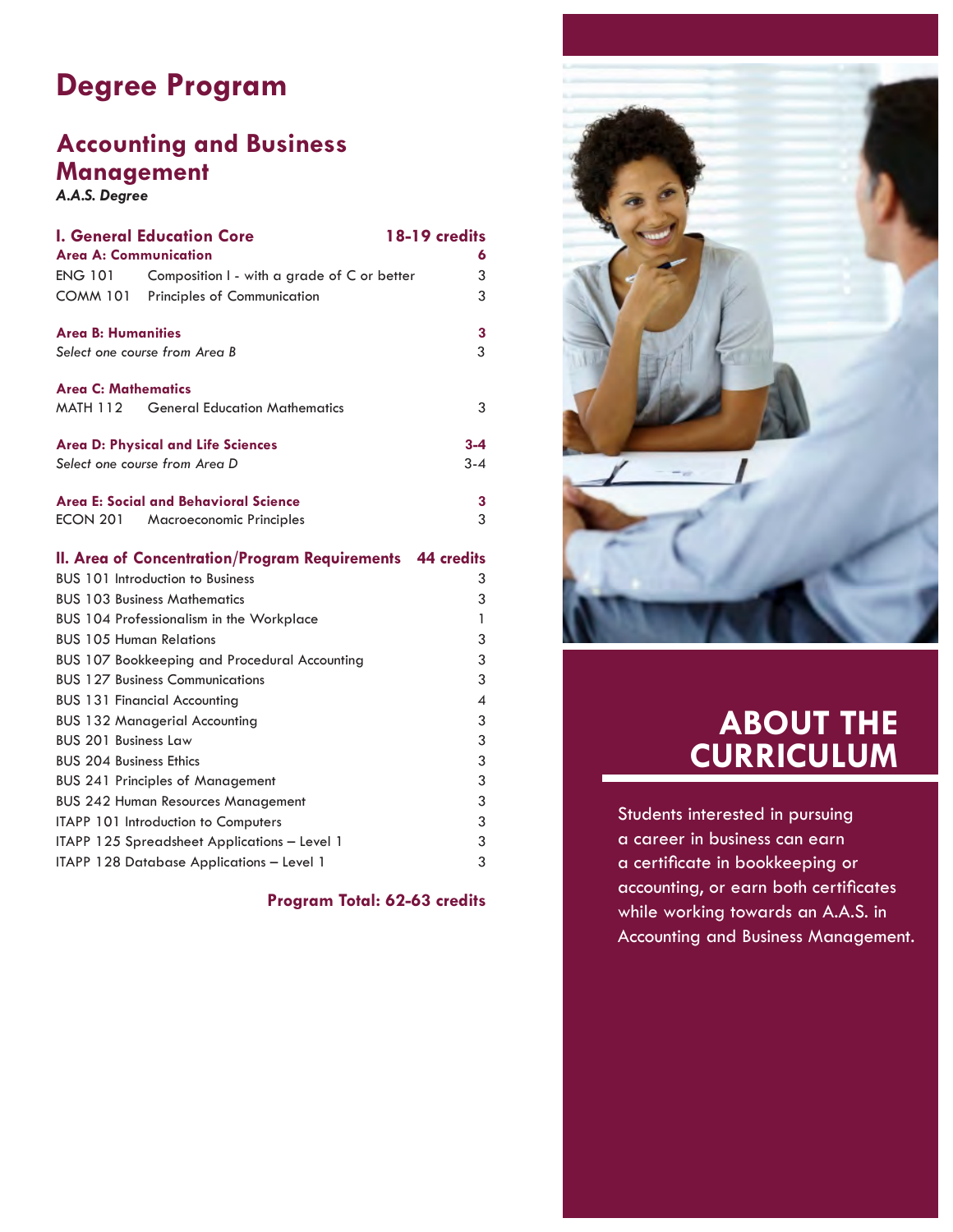# Degree Program

## Accounting and Business Management

***A.A.S. Degree***

| | | |
|---|---|---|
| **I. General Education Core** | | **18-19 credits** |
| **Area A: Communication** | | **6** |
| ENG 101 | Composition I - with a grade of C or better | 3 |
| COMM 101 | Principles of Communication | 3 |
| **Area B: Humanities** | | **3** |
| *Select one course from Area B* | | 3 |
| **Area C: Mathematics** | | |
| MATH 112 | General Education Mathematics | 3 |
| **Area D: Physical and Life Sciences** | | **3-4** |
| *Select one course from Area D* | | 3-4 |
| **Area E: Social and Behavioral Science** | | **3** |
| ECON 201 | Macroeconomic Principles | 3 |

| | |
|---|---|
| **II. Area of Concentration/Program Requirements** | **44 credits** |
| BUS 101 Introduction to Business | 3 |
| BUS 103 Business Mathematics | 3 |
| BUS 104 Professionalism in the Workplace | 1 |
| BUS 105 Human Relations | 3 |
| BUS 107 Bookkeeping and Procedural Accounting | 3 |
| BUS 127 Business Communications | 3 |
| BUS 131 Financial Accounting | 4 |
| BUS 132 Managerial Accounting | 3 |
| BUS 201 Business Law | 3 |
| BUS 204 Business Ethics | 3 |
| BUS 241 Principles of Management | 3 |
| BUS 242 Human Resources Management | 3 |
| ITAPP 101 Introduction to Computers | 3 |
| ITAPP 125 Spreadsheet Applications – Level 1 | 3 |
| ITAPP 128 Database Applications – Level 1 | 3 |

**Program Total: 62-63 credits**

## ABOUT THE CURRICULUM

Students interested in pursuing a career in business can earn a certificate in bookkeeping or accounting, or earn both certificates while working towards an A.A.S. in Accounting and Business Management.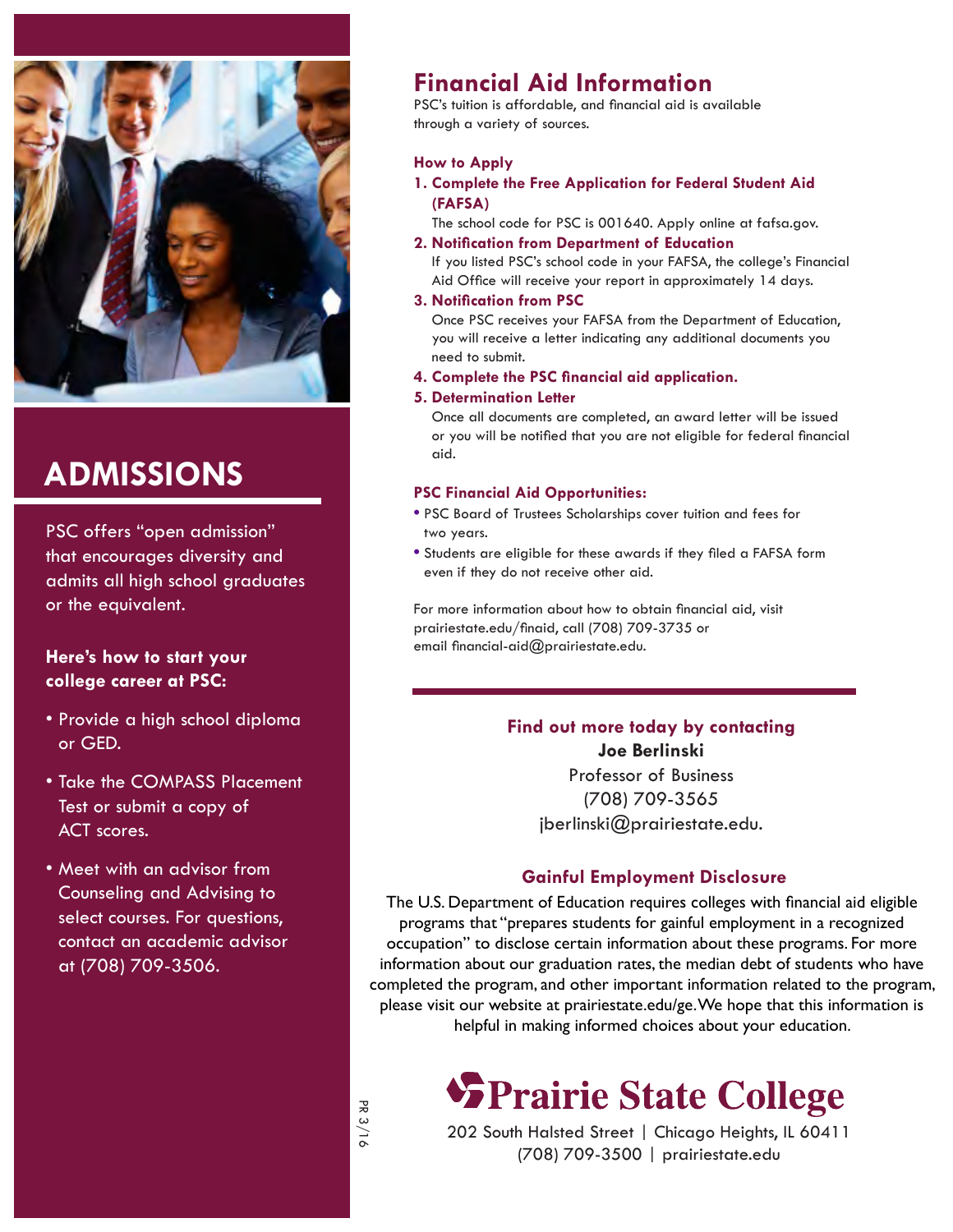# ADMISSIONS

PSC offers "open admission" that encourages diversity and admits all high school graduates or the equivalent.

**Here's how to start your college career at PSC:**

- Provide a high school diploma or GED.
- Take the COMPASS Placement Test or submit a copy of ACT scores.
- Meet with an advisor from Counseling and Advising to select courses. For questions, contact an academic advisor at (708) 709-3506.

## Financial Aid Information

PSC's tuition is affordable, and financial aid is available through a variety of sources.

### How to Apply

1. **Complete the Free Application for Federal Student Aid (FAFSA)**
   The school code for PSC is 001640. Apply online at fafsa.gov.
2. **Notification from Department of Education**
   If you listed PSC's school code in your FAFSA, the college's Financial Aid Office will receive your report in approximately 14 days.
3. **Notification from PSC**
   Once PSC receives your FAFSA from the Department of Education, you will receive a letter indicating any additional documents you need to submit.
4. **Complete the PSC financial aid application.**
5. **Determination Letter**
   Once all documents are completed, an award letter will be issued or you will be notified that you are not eligible for federal financial aid.

### PSC Financial Aid Opportunities:

- PSC Board of Trustees Scholarships cover tuition and fees for two years.
- Students are eligible for these awards if they filed a FAFSA form even if they do not receive other aid.

For more information about how to obtain financial aid, visit prairiestate.edu/finaid, call (708) 709-3735 or email financial-aid@prairiestate.edu.

**Find out more today by contacting**
**Joe Berlinski**
Professor of Business
(708) 709-3565
jberlinski@prairiestate.edu.

### Gainful Employment Disclosure

The U.S. Department of Education requires colleges with financial aid eligible programs that "prepares students for gainful employment in a recognized occupation" to disclose certain information about these programs. For more information about our graduation rates, the median debt of students who have completed the program, and other important information related to the program, please visit our website at prairiestate.edu/ge. We hope that this information is helpful in making informed choices about your education.

**Prairie State College**
202 South Halsted Street | Chicago Heights, IL 60411
(708) 709-3500 | prairiestate.edu

PR 3/16